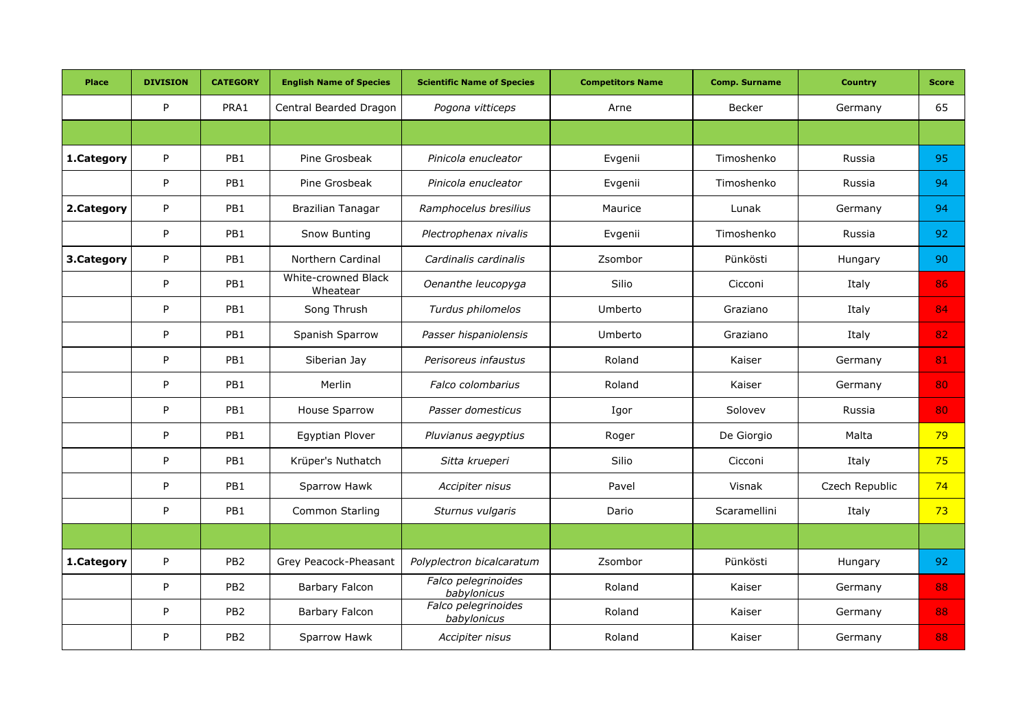| Place | DIVISION | CATEGORY | English Name of Species | Scientific Name of Species | Competitors Name | Comp. Surname | Country | Score |
|---|---|---|---|---|---|---|---|---|
| | P | PRA1 | Central Bearded Dragon | *Pogona vitticeps* | Arne | Becker | Germany | 65 |
| | | | | | | | | |
| **1.Category** | P | PB1 | Pine Grosbeak | *Pinicola enucleator* | Evgenii | Timoshenko | Russia | 95 |
| | P | PB1 | Pine Grosbeak | *Pinicola enucleator* | Evgenii | Timoshenko | Russia | 94 |
| **2.Category** | P | PB1 | Brazilian Tanagar | *Ramphocelus bresilius* | Maurice | Lunak | Germany | 94 |
| | P | PB1 | Snow Bunting | *Plectrophenax nivalis* | Evgenii | Timoshenko | Russia | 92 |
| **3.Category** | P | PB1 | Northern Cardinal | *Cardinalis cardinalis* | Zsombor | Pünkösti | Hungary | 90 |
| | P | PB1 | White-crowned Black Wheatear | *Oenanthe leucopyga* | Silio | Cicconi | Italy | 86 |
| | P | PB1 | Song Thrush | *Turdus philomelos* | Umberto | Graziano | Italy | 84 |
| | P | PB1 | Spanish Sparrow | *Passer hispaniolensis* | Umberto | Graziano | Italy | 82 |
| | P | PB1 | Siberian Jay | *Perisoreus infaustus* | Roland | Kaiser | Germany | 81 |
| | P | PB1 | Merlin | *Falco colombarius* | Roland | Kaiser | Germany | 80 |
| | P | PB1 | House Sparrow | *Passer domesticus* | Igor | Solovev | Russia | 80 |
| | P | PB1 | Egyptian Plover | *Pluvianus aegyptius* | Roger | De Giorgio | Malta | 79 |
| | P | PB1 | Krüper's Nuthatch | *Sitta krueperi* | Silio | Cicconi | Italy | 75 |
| | P | PB1 | Sparrow Hawk | *Accipiter nisus* | Pavel | Visnak | Czech Republic | 74 |
| | P | PB1 | Common Starling | *Sturnus vulgaris* | Dario | Scaramellini | Italy | 73 |
| | | | | | | | | |
| **1.Category** | P | PB2 | Grey Peacock-Pheasant | *Polyplectron bicalcaratum* | Zsombor | Pünkösti | Hungary | 92 |
| | P | PB2 | Barbary Falcon | *Falco pelegrinoides babylonicus* | Roland | Kaiser | Germany | 88 |
| | P | PB2 | Barbary Falcon | *Falco pelegrinoides babylonicus* | Roland | Kaiser | Germany | 88 |
| | P | PB2 | Sparrow Hawk | *Accipiter nisus* | Roland | Kaiser | Germany | 88 |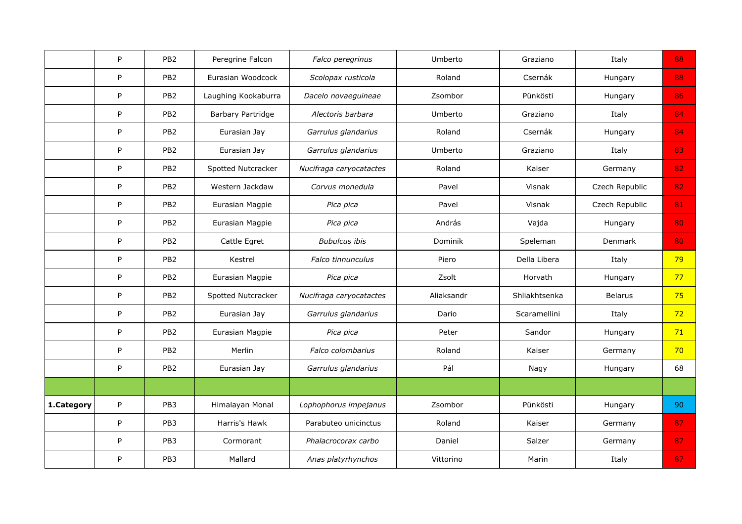| | | | | | | | | |
|---|---|---|---|---|---|---|---|---|
| | P | PB2 | Peregrine Falcon | *Falco peregrinus* | Umberto | Graziano | Italy | 88 |
| | P | PB2 | Eurasian Woodcock | *Scolopax rusticola* | Roland | Csernák | Hungary | 88 |
| | P | PB2 | Laughing Kookaburra | *Dacelo novaeguineae* | Zsombor | Pünkösti | Hungary | 86 |
| | P | PB2 | Barbary Partridge | *Alectoris barbara* | Umberto | Graziano | Italy | 84 |
| | P | PB2 | Eurasian Jay | *Garrulus glandarius* | Roland | Csernák | Hungary | 84 |
| | P | PB2 | Eurasian Jay | *Garrulus glandarius* | Umberto | Graziano | Italy | 83 |
| | P | PB2 | Spotted Nutcracker | *Nucifraga caryocatactes* | Roland | Kaiser | Germany | 82 |
| | P | PB2 | Western Jackdaw | *Corvus monedula* | Pavel | Visnak | Czech Republic | 82 |
| | P | PB2 | Eurasian Magpie | *Pica pica* | Pavel | Visnak | Czech Republic | 81 |
| | P | PB2 | Eurasian Magpie | *Pica pica* | András | Vajda | Hungary | 80 |
| | P | PB2 | Cattle Egret | *Bubulcus ibis* | Dominik | Speleman | Denmark | 80 |
| | P | PB2 | Kestrel | *Falco tinnunculus* | Piero | Della Libera | Italy | 79 |
| | P | PB2 | Eurasian Magpie | *Pica pica* | Zsolt | Horvath | Hungary | 77 |
| | P | PB2 | Spotted Nutcracker | *Nucifraga caryocatactes* | Aliaksandr | Shliakhtsenka | Belarus | 75 |
| | P | PB2 | Eurasian Jay | *Garrulus glandarius* | Dario | Scaramellini | Italy | 72 |
| | P | PB2 | Eurasian Magpie | *Pica pica* | Peter | Sandor | Hungary | 71 |
| | P | PB2 | Merlin | *Falco colombarius* | Roland | Kaiser | Germany | 70 |
| | P | PB2 | Eurasian Jay | *Garrulus glandarius* | Pál | Nagy | Hungary | 68 |
| | | | | | | | | |
| **1.Category** | P | PB3 | Himalayan Monal | *Lophophorus impejanus* | Zsombor | Pünkösti | Hungary | 90 |
| | P | PB3 | Harris's Hawk | Parabuteo unicinctus | Roland | Kaiser | Germany | 87 |
| | P | PB3 | Cormorant | *Phalacrocorax carbo* | Daniel | Salzer | Germany | 87 |
| | P | PB3 | Mallard | *Anas platyrhynchos* | Vittorino | Marin | Italy | 87 |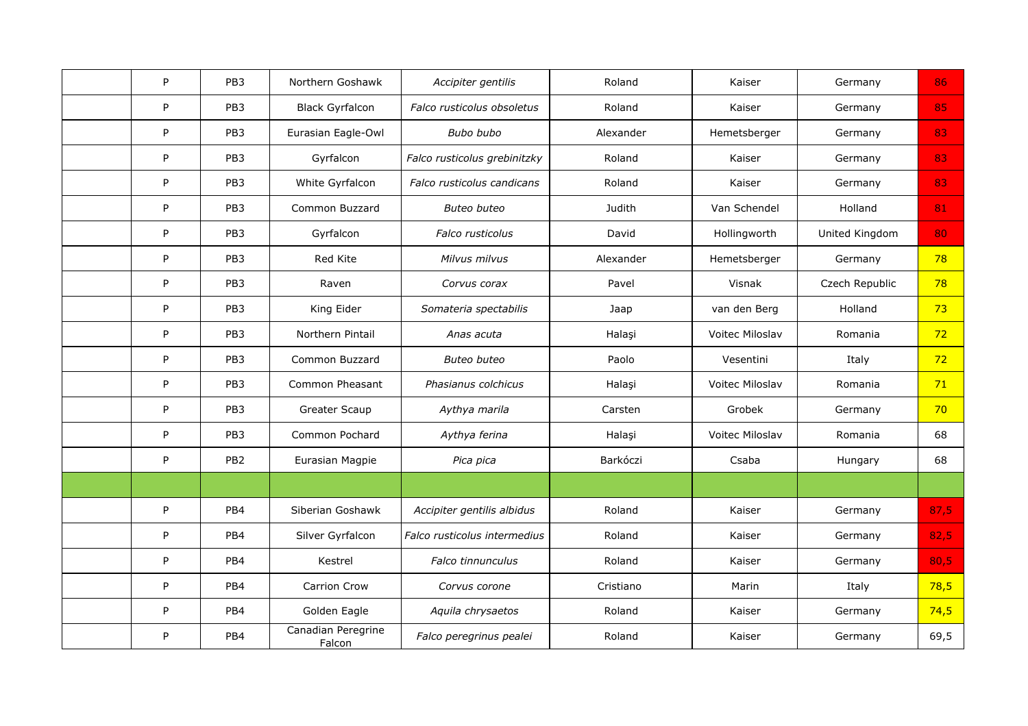|  | P | PB3 | Northern Goshawk | *Accipiter gentilis* | Roland | Kaiser | Germany | 86 |
|---|---|---|---|---|---|---|---|---|
|  | P | PB3 | Black Gyrfalcon | *Falco rusticolus obsoletus* | Roland | Kaiser | Germany | 85 |
|  | P | PB3 | Eurasian Eagle-Owl | *Bubo bubo* | Alexander | Hemetsberger | Germany | 83 |
|  | P | PB3 | Gyrfalcon | *Falco rusticolus grebinitzky* | Roland | Kaiser | Germany | 83 |
|  | P | PB3 | White Gyrfalcon | *Falco rusticolus candicans* | Roland | Kaiser | Germany | 83 |
|  | P | PB3 | Common Buzzard | *Buteo buteo* | Judith | Van Schendel | Holland | 81 |
|  | P | PB3 | Gyrfalcon | *Falco rusticolus* | David | Hollingworth | United Kingdom | 80 |
|  | P | PB3 | Red Kite | *Milvus milvus* | Alexander | Hemetsberger | Germany | 78 |
|  | P | PB3 | Raven | *Corvus corax* | Pavel | Visnak | Czech Republic | 78 |
|  | P | PB3 | King Eider | *Somateria spectabilis* | Jaap | van den Berg | Holland | 73 |
|  | P | PB3 | Northern Pintail | *Anas acuta* | Halaşi | Voitec Miloslav | Romania | 72 |
|  | P | PB3 | Common Buzzard | *Buteo buteo* | Paolo | Vesentini | Italy | 72 |
|  | P | PB3 | Common Pheasant | *Phasianus colchicus* | Halaşi | Voitec Miloslav | Romania | 71 |
|  | P | PB3 | Greater Scaup | *Aythya marila* | Carsten | Grobek | Germany | 70 |
|  | P | PB3 | Common Pochard | *Aythya ferina* | Halaşi | Voitec Miloslav | Romania | 68 |
|  | P | PB2 | Eurasian Magpie | *Pica pica* | Barkóczi | Csaba | Hungary | 68 |
|  |  |  |  |  |  |  |  |  |
|  | P | PB4 | Siberian Goshawk | *Accipiter gentilis albidus* | Roland | Kaiser | Germany | 87,5 |
|  | P | PB4 | Silver Gyrfalcon | *Falco rusticolus intermedius* | Roland | Kaiser | Germany | 82,5 |
|  | P | PB4 | Kestrel | *Falco tinnunculus* | Roland | Kaiser | Germany | 80,5 |
|  | P | PB4 | Carrion Crow | *Corvus corone* | Cristiano | Marin | Italy | 78,5 |
|  | P | PB4 | Golden Eagle | *Aquila chrysaetos* | Roland | Kaiser | Germany | 74,5 |
|  | P | PB4 | Canadian Peregrine Falcon | *Falco peregrinus pealei* | Roland | Kaiser | Germany | 69,5 |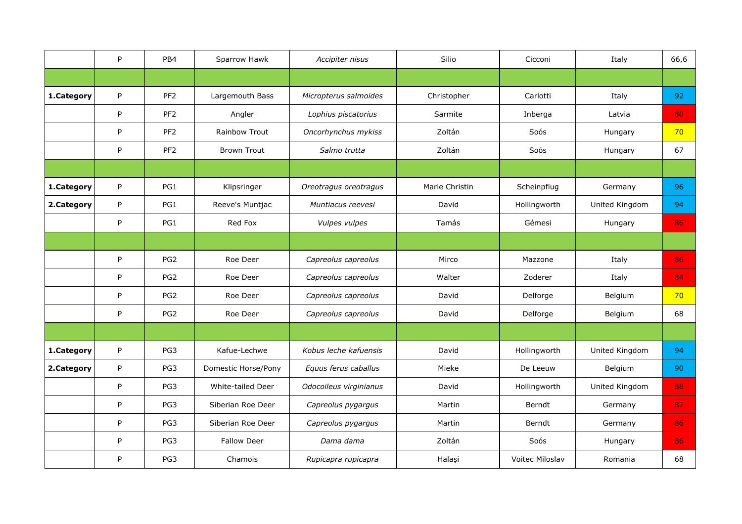| | | | | | | | | |
|---|---|---|---|---|---|---|---|---|
| | P | PB4 | Sparrow Hawk | *Accipiter nisus* | Silio | Cicconi | Italy | 66,6 |
| | | | | | | | | |
| **1.Category** | P | PF2 | Largemouth Bass | *Micropterus salmoides* | Christopher | Carlotti | Italy | 92 |
| | P | PF2 | Angler | *Lophius piscatorius* | Sarmite | Inberga | Latvia | 80 |
| | P | PF2 | Rainbow Trout | *Oncorhynchus mykiss* | Zoltán | Soós | Hungary | 70 |
| | P | PF2 | Brown Trout | *Salmo trutta* | Zoltán | Soós | Hungary | 67 |
| | | | | | | | | |
| **1.Category** | P | PG1 | Klipsringer | *Oreotragus oreotragus* | Marie Christin | Scheinpflug | Germany | 96 |
| **2.Category** | P | PG1 | Reeve's Muntjac | *Muntiacus reevesi* | David | Hollingworth | United Kingdom | 94 |
| | P | PG1 | Red Fox | *Vulpes vulpes* | Tamás | Gémesi | Hungary | 86 |
| | | | | | | | | |
| | P | PG2 | Roe Deer | *Capreolus capreolus* | Mirco | Mazzone | Italy | 86 |
| | P | PG2 | Roe Deer | *Capreolus capreolus* | Walter | Zoderer | Italy | 84 |
| | P | PG2 | Roe Deer | *Capreolus capreolus* | David | Delforge | Belgium | 70 |
| | P | PG2 | Roe Deer | *Capreolus capreolus* | David | Delforge | Belgium | 68 |
| | | | | | | | | |
| **1.Category** | P | PG3 | Kafue-Lechwe | *Kobus leche kafuensis* | David | Hollingworth | United Kingdom | 94 |
| **2.Category** | P | PG3 | Domestic Horse/Pony | *Equus ferus caballus* | Mieke | De Leeuw | Belgium | 90 |
| | P | PG3 | White-tailed Deer | *Odocoileus virginianus* | David | Hollingworth | United Kingdom | 88 |
| | P | PG3 | Siberian Roe Deer | *Capreolus pygargus* | Martin | Berndt | Germany | 87 |
| | P | PG3 | Siberian Roe Deer | *Capreolus pygargus* | Martin | Berndt | Germany | 86 |
| | P | PG3 | Fallow Deer | *Dama dama* | Zoltán | Soós | Hungary | 86 |
| | P | PG3 | Chamois | *Rupicapra rupicapra* | Halaşi | Voitec Miloslav | Romania | 68 |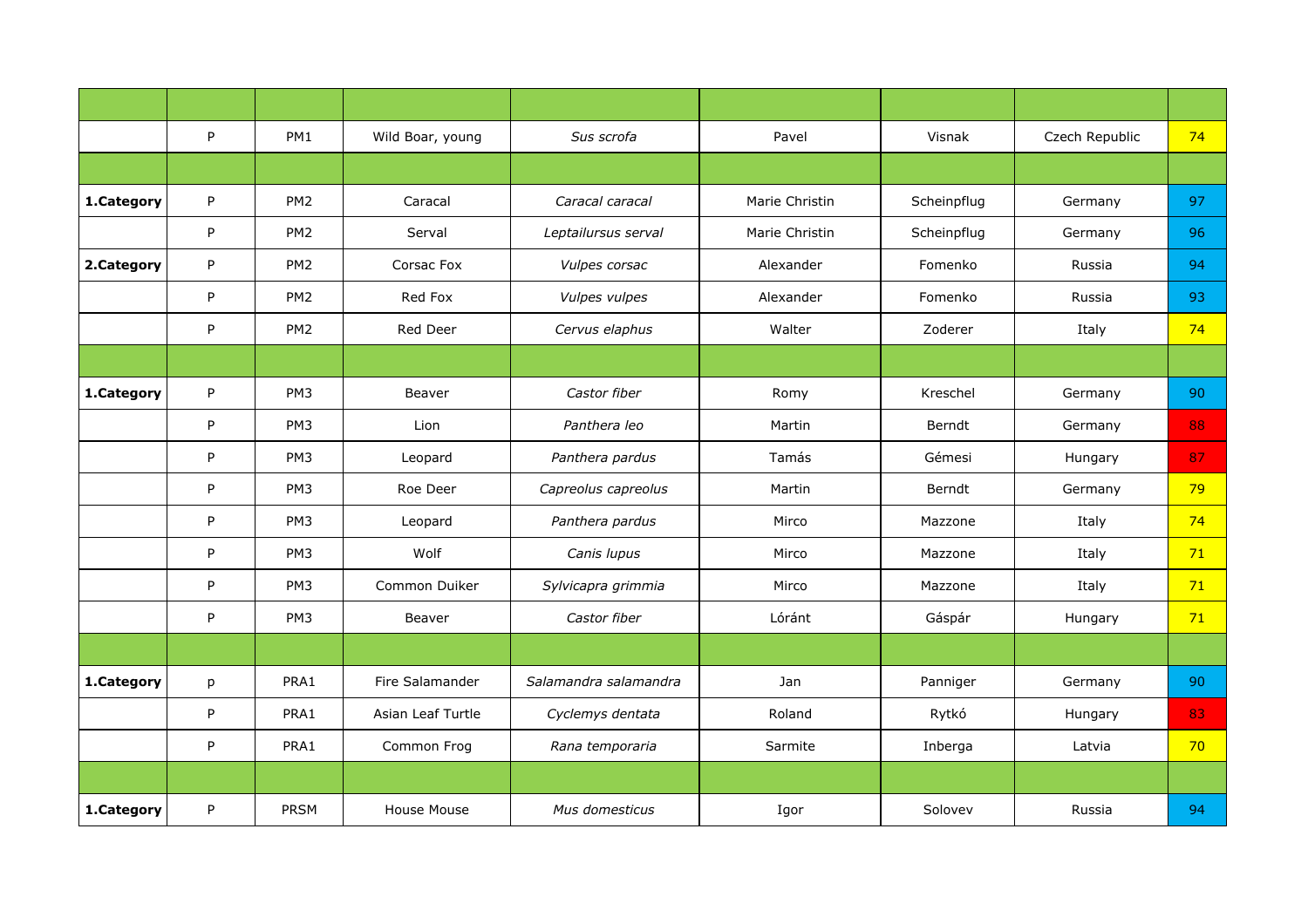| | | | | | | | | |
|---|---|---|---|---|---|---|---|---|
| | P | PM1 | Wild Boar, young | *Sus scrofa* | Pavel | Visnak | Czech Republic | 74 |
| | | | | | | | | |
| **1.Category** | P | PM2 | Caracal | *Caracal caracal* | Marie Christin | Scheinpflug | Germany | 97 |
| | P | PM2 | Serval | *Leptailursus serval* | Marie Christin | Scheinpflug | Germany | 96 |
| **2.Category** | P | PM2 | Corsac Fox | *Vulpes corsac* | Alexander | Fomenko | Russia | 94 |
| | P | PM2 | Red Fox | *Vulpes vulpes* | Alexander | Fomenko | Russia | 93 |
| | P | PM2 | Red Deer | *Cervus elaphus* | Walter | Zoderer | Italy | 74 |
| | | | | | | | | |
| **1.Category** | P | PM3 | Beaver | *Castor fiber* | Romy | Kreschel | Germany | 90 |
| | P | PM3 | Lion | *Panthera leo* | Martin | Berndt | Germany | 88 |
| | P | PM3 | Leopard | *Panthera pardus* | Tamás | Gémesi | Hungary | 87 |
| | P | PM3 | Roe Deer | *Capreolus capreolus* | Martin | Berndt | Germany | 79 |
| | P | PM3 | Leopard | *Panthera pardus* | Mirco | Mazzone | Italy | 74 |
| | P | PM3 | Wolf | *Canis lupus* | Mirco | Mazzone | Italy | 71 |
| | P | PM3 | Common Duiker | *Sylvicapra grimmia* | Mirco | Mazzone | Italy | 71 |
| | P | PM3 | Beaver | *Castor fiber* | Lóránt | Gáspár | Hungary | 71 |
| | | | | | | | | |
| **1.Category** | p | PRA1 | Fire Salamander | *Salamandra salamandra* | Jan | Panniger | Germany | 90 |
| | P | PRA1 | Asian Leaf Turtle | *Cyclemys dentata* | Roland | Rytkó | Hungary | 83 |
| | P | PRA1 | Common Frog | *Rana temporaria* | Sarmite | Inberga | Latvia | 70 |
| | | | | | | | | |
| **1.Category** | P | PRSM | House Mouse | *Mus domesticus* | Igor | Solovev | Russia | 94 |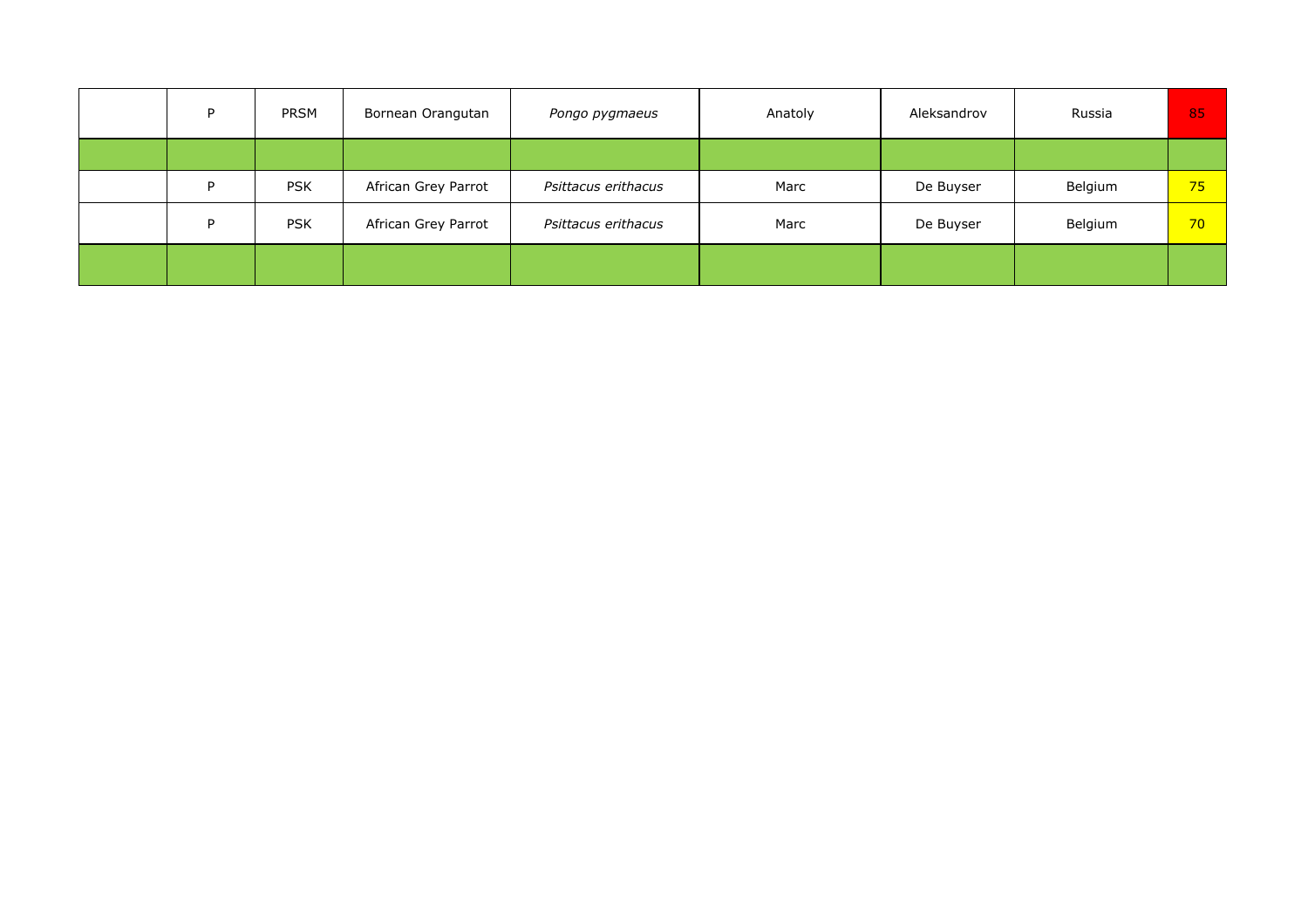| | | | | | | | | |
|---|---|---|---|---|---|---|---|---|
| | P | PRSM | Bornean Orangutan | *Pongo pygmaeus* | Anatoly | Aleksandrov | Russia | 85 |
| | | | | | | | | |
| | P | PSK | African Grey Parrot | *Psittacus erithacus* | Marc | De Buyser | Belgium | 75 |
| | P | PSK | African Grey Parrot | *Psittacus erithacus* | Marc | De Buyser | Belgium | 70 |
| | | | | | | | | |